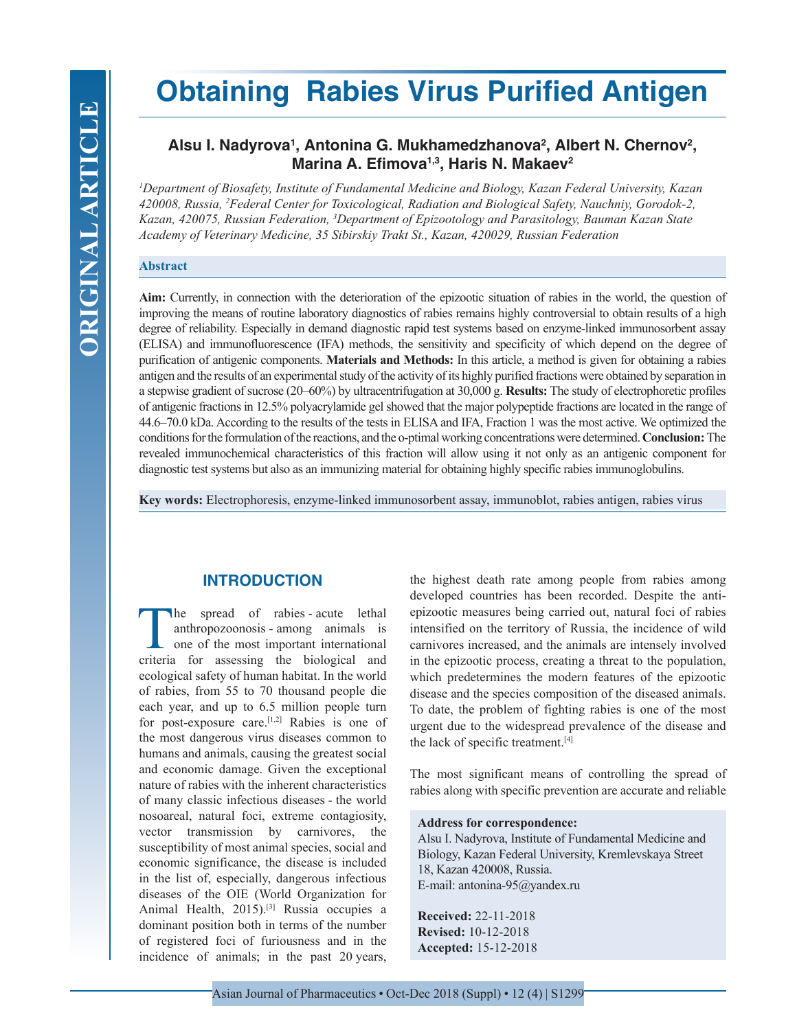# Obtaining Rabies Virus Purified Antigen

**Alsu I. Nadyrova[1], Antonina G. Mukhamedzhanova[2], Albert N. Chernov[2], Marina A. Efimova[1,3], Haris N. Makaev[2]**

*[1]Department of Biosafety, Institute of Fundamental Medicine and Biology, Kazan Federal University, Kazan 420008, Russia, [2]Federal Center for Toxicological, Radiation and Biological Safety, Nauchniy, Gorodok-2, Kazan, 420075, Russian Federation, [3]Department of Epizootology and Parasitology, Bauman Kazan State Academy of Veterinary Medicine, 35 Sibirskiy Trakt St., Kazan, 420029, Russian Federation*

## Abstract

**Aim:** Currently, in connection with the deterioration of the epizootic situation of rabies in the world, the question of improving the means of routine laboratory diagnostics of rabies remains highly controversial to obtain results of a high degree of reliability. Especially in demand diagnostic rapid test systems based on enzyme-linked immunosorbent assay (ELISA) and immunofluorescence (IFA) methods, the sensitivity and specificity of which depend on the degree of purification of antigenic components. **Materials and Methods:** In this article, a method is given for obtaining a rabies antigen and the results of an experimental study of the activity of its highly purified fractions were obtained by separation in a stepwise gradient of sucrose (20–60%) by ultracentrifugation at 30,000 g. **Results:** The study of electrophoretic profiles of antigenic fractions in 12.5% polyacrylamide gel showed that the major polypeptide fractions are located in the range of 44.6–70.0 kDa. According to the results of the tests in ELISA and IFA, Fraction 1 was the most active. We optimized the conditions for the formulation of the reactions, and the o-ptimal working concentrations were determined. **Conclusion:** The revealed immunochemical characteristics of this fraction will allow using it not only as an antigenic component for diagnostic test systems but also as an immunizing material for obtaining highly specific rabies immunoglobulins.

**Key words:** Electrophoresis, enzyme-linked immunosorbent assay, immunoblot, rabies antigen, rabies virus

## INTRODUCTION

The spread of rabies - acute lethal anthropozoonosis - among animals is one of the most important international criteria for assessing the biological and ecological safety of human habitat. In the world of rabies, from 55 to 70 thousand people die each year, and up to 6.5 million people turn for post-exposure care.[1,2] Rabies is one of the most dangerous virus diseases common to humans and animals, causing the greatest social and economic damage. Given the exceptional nature of rabies with the inherent characteristics of many classic infectious diseases - the world nosoareal, natural foci, extreme contagiosity, vector transmission by carnivores, the susceptibility of most animal species, social and economic significance, the disease is included in the list of, especially, dangerous infectious diseases of the OIE (World Organization for Animal Health, 2015).[3] Russia occupies a dominant position both in terms of the number of registered foci of furiousness and in the incidence of animals; in the past 20 years, the highest death rate among people from rabies among developed countries has been recorded. Despite the anti-epizootic measures being carried out, natural foci of rabies intensified on the territory of Russia, the incidence of wild carnivores increased, and the animals are intensely involved in the epizootic process, creating a threat to the population, which predetermines the modern features of the epizootic disease and the species composition of the diseased animals. To date, the problem of fighting rabies is one of the most urgent due to the widespread prevalence of the disease and the lack of specific treatment.[4]

The most significant means of controlling the spread of rabies along with specific prevention are accurate and reliable

**Address for correspondence:**
Alsu I. Nadyrova, Institute of Fundamental Medicine and Biology, Kazan Federal University, Kremlevskaya Street 18, Kazan 420008, Russia.
E-mail: antonina-95@yandex.ru

**Received:** 22-11-2018
**Revised:** 10-12-2018
**Accepted:** 15-12-2018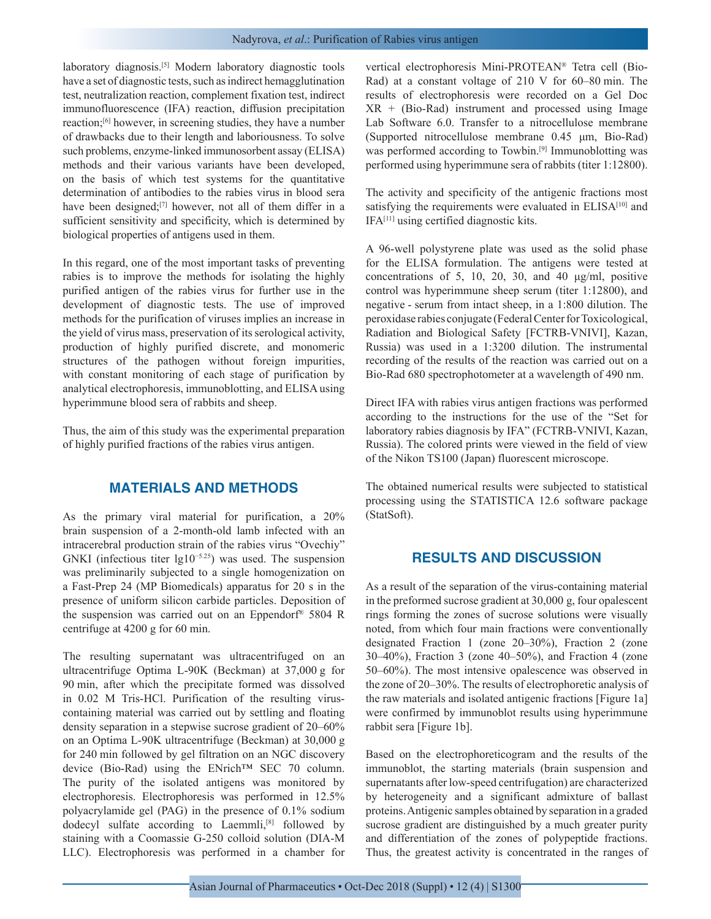laboratory diagnosis.[5] Modern laboratory diagnostic tools have a set of diagnostic tests, such as indirect hemagglutination test, neutralization reaction, complement fixation test, indirect immunofluorescence (IFA) reaction, diffusion precipitation reaction;[6] however, in screening studies, they have a number of drawbacks due to their length and laboriousness. To solve such problems, enzyme-linked immunosorbent assay (ELISA) methods and their various variants have been developed, on the basis of which test systems for the quantitative determination of antibodies to the rabies virus in blood sera have been designed;[7] however, not all of them differ in a sufficient sensitivity and specificity, which is determined by biological properties of antigens used in them.

In this regard, one of the most important tasks of preventing rabies is to improve the methods for isolating the highly purified antigen of the rabies virus for further use in the development of diagnostic tests. The use of improved methods for the purification of viruses implies an increase in the yield of virus mass, preservation of its serological activity, production of highly purified discrete, and monomeric structures of the pathogen without foreign impurities, with constant monitoring of each stage of purification by analytical electrophoresis, immunoblotting, and ELISA using hyperimmune blood sera of rabbits and sheep.

Thus, the aim of this study was the experimental preparation of highly purified fractions of the rabies virus antigen.

## MATERIALS AND METHODS

As the primary viral material for purification, a 20% brain suspension of a 2-month-old lamb infected with an intracerebral production strain of the rabies virus "Ovechiy" GNKI (infectious titer $\lg 10^{-5.25}$) was used. The suspension was preliminarily subjected to a single homogenization on a Fast-Prep 24 (MP Biomedicals) apparatus for 20 s in the presence of uniform silicon carbide particles. Deposition of the suspension was carried out on an Eppendorf® 5804 R centrifuge at 4200 g for 60 min.

The resulting supernatant was ultracentrifuged on an ultracentrifuge Optima L-90K (Beckman) at 37,000 g for 90 min, after which the precipitate formed was dissolved in 0.02 M Tris-HCl. Purification of the resulting virus-containing material was carried out by settling and floating density separation in a stepwise sucrose gradient of 20–60% on an Optima L-90K ultracentrifuge (Beckman) at 30,000 g for 240 min followed by gel filtration on an NGC discovery device (Bio-Rad) using the ENrich™ SEC 70 column. The purity of the isolated antigens was monitored by electrophoresis. Electrophoresis was performed in 12.5% polyacrylamide gel (PAG) in the presence of 0.1% sodium dodecyl sulfate according to Laemmli,[8] followed by staining with a Coomassie G-250 colloid solution (DIA-M LLC). Electrophoresis was performed in a chamber for vertical electrophoresis Mini-PROTEAN® Tetra cell (Bio-Rad) at a constant voltage of 210 V for 60–80 min. The results of electrophoresis were recorded on a Gel Doc XR + (Bio-Rad) instrument and processed using Image Lab Software 6.0. Transfer to a nitrocellulose membrane (Supported nitrocellulose membrane 0.45 μm, Bio-Rad) was performed according to Towbin.[9] Immunoblotting was performed using hyperimmune sera of rabbits (titer 1:12800).

The activity and specificity of the antigenic fractions most satisfying the requirements were evaluated in ELISA[10] and IFA[11] using certified diagnostic kits.

A 96-well polystyrene plate was used as the solid phase for the ELISA formulation. The antigens were tested at concentrations of 5, 10, 20, 30, and 40 μg/ml, positive control was hyperimmune sheep serum (titer 1:12800), and negative - serum from intact sheep, in a 1:800 dilution. The peroxidase rabies conjugate (Federal Center for Toxicological, Radiation and Biological Safety [FCTRB-VNIVI], Kazan, Russia) was used in a 1:3200 dilution. The instrumental recording of the results of the reaction was carried out on a Bio-Rad 680 spectrophotometer at a wavelength of 490 nm.

Direct IFA with rabies virus antigen fractions was performed according to the instructions for the use of the "Set for laboratory rabies diagnosis by IFA" (FCTRB-VNIVI, Kazan, Russia). The colored prints were viewed in the field of view of the Nikon TS100 (Japan) fluorescent microscope.

The obtained numerical results were subjected to statistical processing using the STATISTICA 12.6 software package (StatSoft).

## RESULTS AND DISCUSSION

As a result of the separation of the virus-containing material in the preformed sucrose gradient at 30,000 g, four opalescent rings forming the zones of sucrose solutions were visually noted, from which four main fractions were conventionally designated Fraction 1 (zone 20–30%), Fraction 2 (zone 30–40%), Fraction 3 (zone 40–50%), and Fraction 4 (zone 50–60%). The most intensive opalescence was observed in the zone of 20–30%. The results of electrophoretic analysis of the raw materials and isolated antigenic fractions [Figure 1a] were confirmed by immunoblot results using hyperimmune rabbit sera [Figure 1b].

Based on the electrophoreticogram and the results of the immunoblot, the starting materials (brain suspension and supernatants after low-speed centrifugation) are characterized by heterogeneity and a significant admixture of ballast proteins. Antigenic samples obtained by separation in a graded sucrose gradient are distinguished by a much greater purity and differentiation of the zones of polypeptide fractions. Thus, the greatest activity is concentrated in the ranges of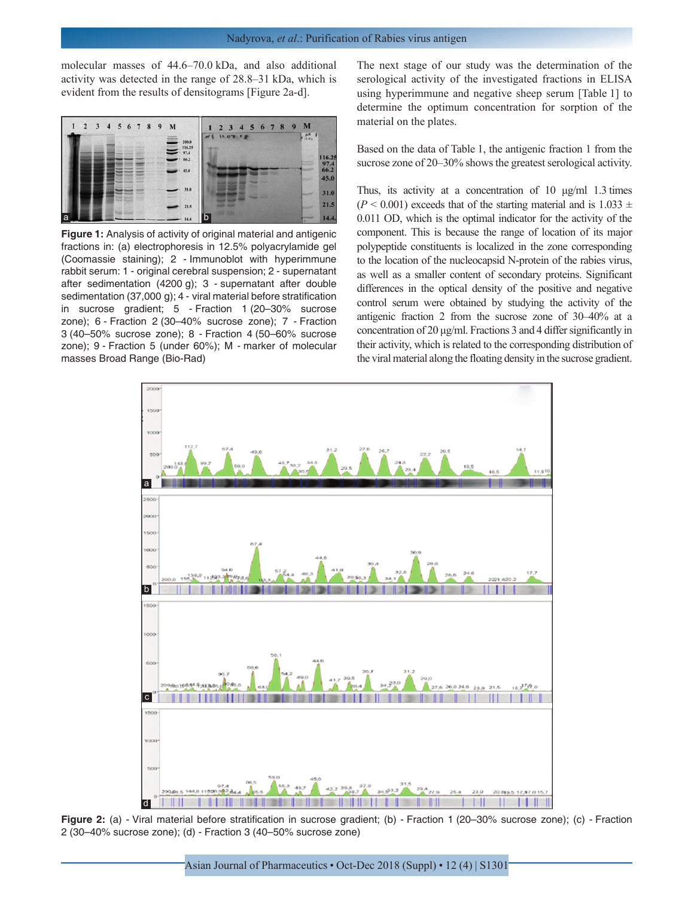molecular masses of 44.6–70.0 kDa, and also additional activity was detected in the range of 28.8–31 kDa, which is evident from the results of densitograms [Figure 2a-d].

**Figure 1:** Analysis of activity of original material and antigenic fractions in: (a) electrophoresis in 12.5% polyacrylamide gel (Coomassie staining); 2 - Immunoblot with hyperimmune rabbit serum: 1 - original cerebral suspension; 2 - supernatant after sedimentation (4200 g); 3 - supernatant after double sedimentation (37,000 g); 4 - viral material before stratification in sucrose gradient; 5 - Fraction 1 (20–30% sucrose zone); 6 - Fraction 2 (30–40% sucrose zone); 7 - Fraction 3 (40–50% sucrose zone); 8 - Fraction 4 (50–60% sucrose zone); 9 - Fraction 5 (under 60%); M - marker of molecular masses Broad Range (Bio-Rad)

The next stage of our study was the determination of the serological activity of the investigated fractions in ELISA using hyperimmune and negative sheep serum [Table 1] to determine the optimum concentration for sorption of the material on the plates.

Based on the data of Table 1, the antigenic fraction 1 from the sucrose zone of 20–30% shows the greatest serological activity.

Thus, its activity at a concentration of 10 μg/ml 1.3 times ($P < 0.001$) exceeds that of the starting material and is 1.033 ± 0.011 OD, which is the optimal indicator for the activity of the component. This is because the range of location of its major polypeptide constituents is localized in the zone corresponding to the location of the nucleocapsid N-protein of the rabies virus, as well as a smaller content of secondary proteins. Significant differences in the optical density of the positive and negative control serum were obtained by studying the activity of the antigenic fraction 2 from the sucrose zone of 30–40% at a concentration of 20 μg/ml. Fractions 3 and 4 differ significantly in their activity, which is related to the corresponding distribution of the viral material along the floating density in the sucrose gradient.

**Figure 2:** (a) - Viral material before stratification in sucrose gradient; (b) - Fraction 1 (20–30% sucrose zone); (c) - Fraction 2 (30–40% sucrose zone); (d) - Fraction 3 (40–50% sucrose zone)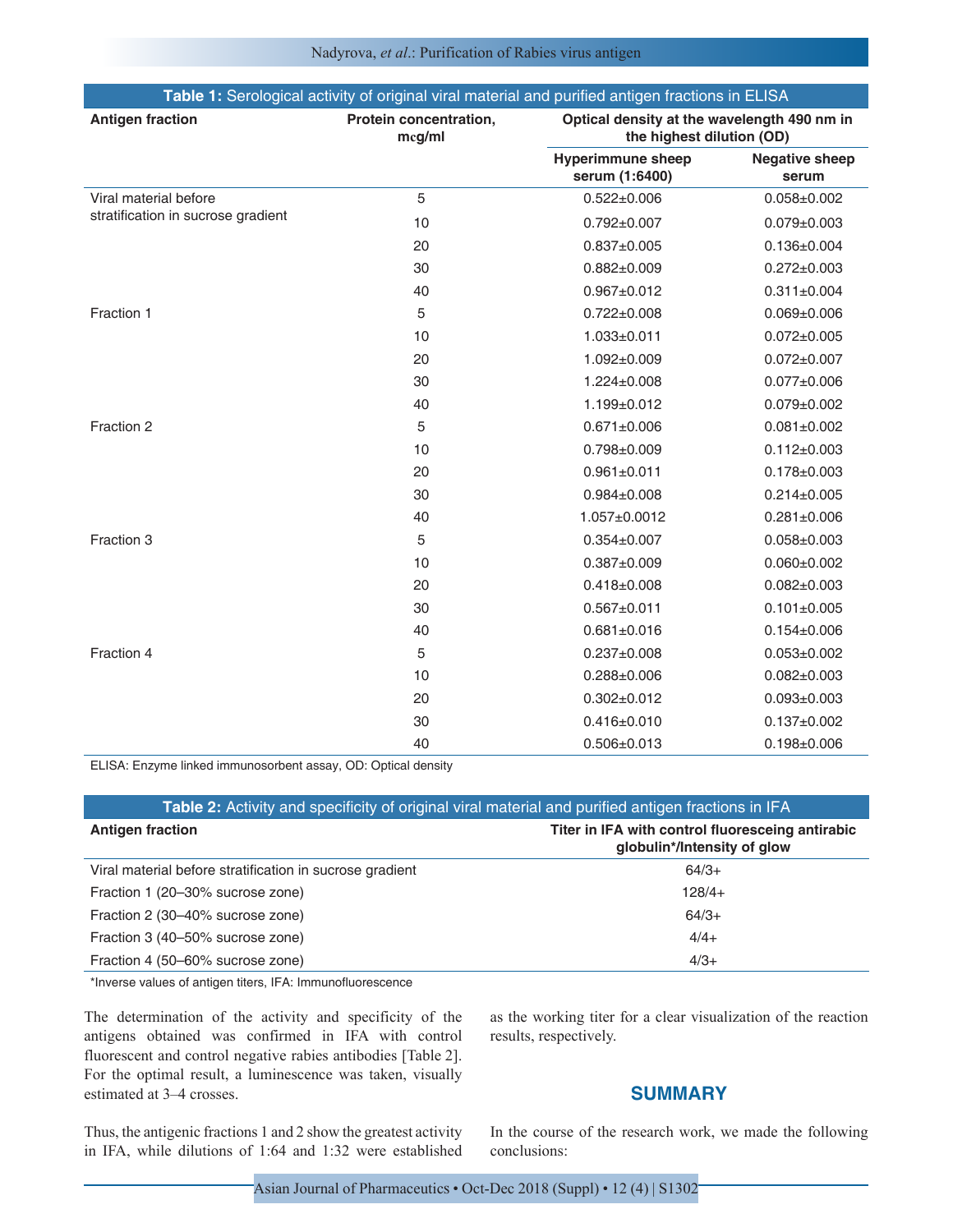**Table 1:** Serological activity of original viral material and purified antigen fractions in ELISA

| Antigen fraction | Protein concentration, mcg/ml | Optical density at the wavelength 490 nm in the highest dilution (OD) | |
|---|---|---|---|
| | | Hyperimmune sheep serum (1:6400) | Negative sheep serum |
| Viral material before stratification in sucrose gradient | 5 | 0.522±0.006 | 0.058±0.002 |
| | 10 | 0.792±0.007 | 0.079±0.003 |
| | 20 | 0.837±0.005 | 0.136±0.004 |
| | 30 | 0.882±0.009 | 0.272±0.003 |
| | 40 | 0.967±0.012 | 0.311±0.004 |
| Fraction 1 | 5 | 0.722±0.008 | 0.069±0.006 |
| | 10 | 1.033±0.011 | 0.072±0.005 |
| | 20 | 1.092±0.009 | 0.072±0.007 |
| | 30 | 1.224±0.008 | 0.077±0.006 |
| | 40 | 1.199±0.012 | 0.079±0.002 |
| Fraction 2 | 5 | 0.671±0.006 | 0.081±0.002 |
| | 10 | 0.798±0.009 | 0.112±0.003 |
| | 20 | 0.961±0.011 | 0.178±0.003 |
| | 30 | 0.984±0.008 | 0.214±0.005 |
| | 40 | 1.057±0.0012 | 0.281±0.006 |
| Fraction 3 | 5 | 0.354±0.007 | 0.058±0.003 |
| | 10 | 0.387±0.009 | 0.060±0.002 |
| | 20 | 0.418±0.008 | 0.082±0.003 |
| | 30 | 0.567±0.011 | 0.101±0.005 |
| | 40 | 0.681±0.016 | 0.154±0.006 |
| Fraction 4 | 5 | 0.237±0.008 | 0.053±0.002 |
| | 10 | 0.288±0.006 | 0.082±0.003 |
| | 20 | 0.302±0.012 | 0.093±0.003 |
| | 30 | 0.416±0.010 | 0.137±0.002 |
| | 40 | 0.506±0.013 | 0.198±0.006 |

ELISA: Enzyme linked immunosorbent assay, OD: Optical density

**Table 2:** Activity and specificity of original viral material and purified antigen fractions in IFA

| Antigen fraction | Titer in IFA with control fluoresceing antirabic globulin*/Intensity of glow |
|---|---|
| Viral material before stratification in sucrose gradient | 64/3+ |
| Fraction 1 (20–30% sucrose zone) | 128/4+ |
| Fraction 2 (30–40% sucrose zone) | 64/3+ |
| Fraction 3 (40–50% sucrose zone) | 4/4+ |
| Fraction 4 (50–60% sucrose zone) | 4/3+ |

*Inverse values of antigen titers, IFA: Immunofluorescence

The determination of the activity and specificity of the antigens obtained was confirmed in IFA with control fluorescent and control negative rabies antibodies [Table 2]. For the optimal result, a luminescence was taken, visually estimated at 3–4 crosses.

Thus, the antigenic fractions 1 and 2 show the greatest activity in IFA, while dilutions of 1:64 and 1:32 were established as the working titer for a clear visualization of the reaction results, respectively.

## SUMMARY

In the course of the research work, we made the following conclusions: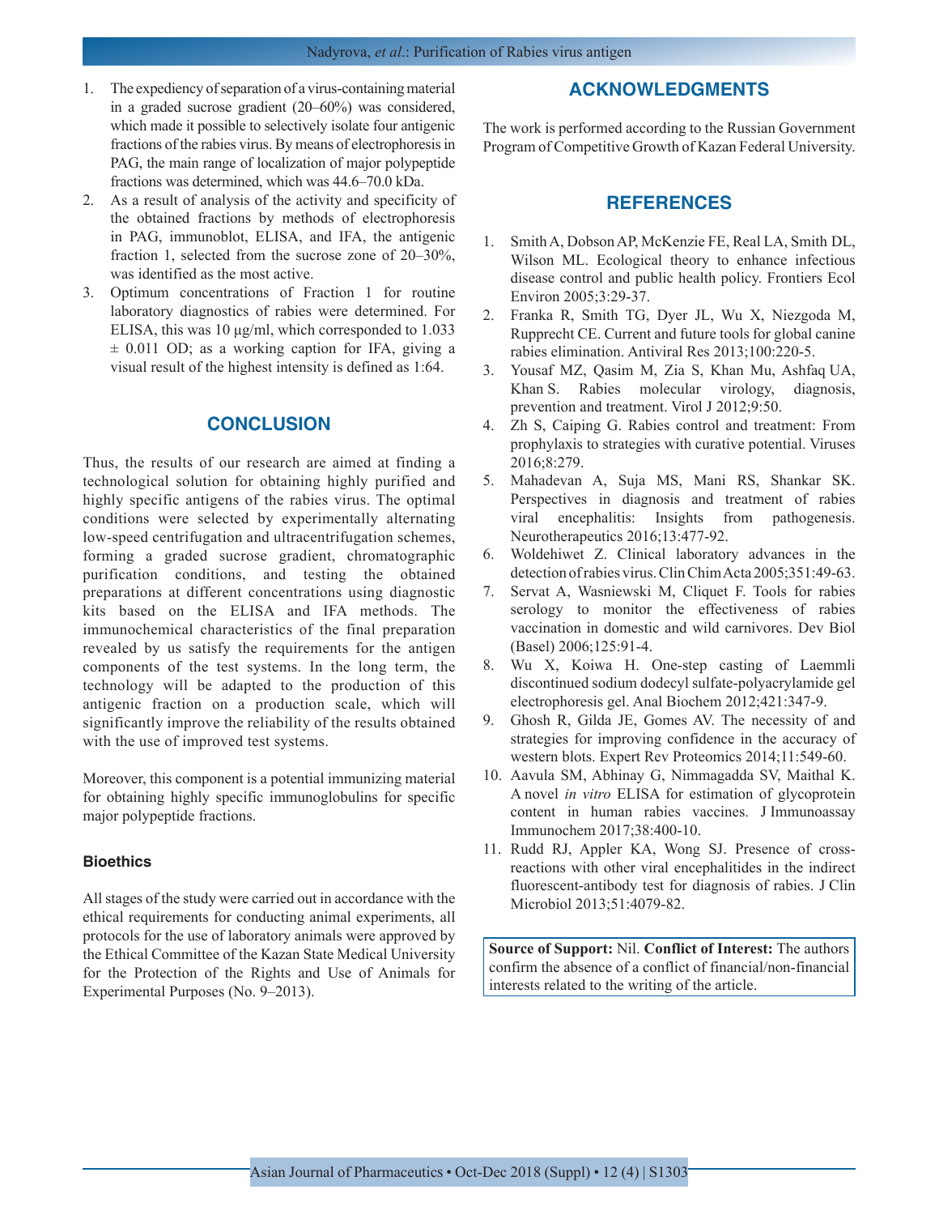1. The expediency of separation of a virus-containing material in a graded sucrose gradient (20–60%) was considered, which made it possible to selectively isolate four antigenic fractions of the rabies virus. By means of electrophoresis in PAG, the main range of localization of major polypeptide fractions was determined, which was 44.6–70.0 kDa.
2. As a result of analysis of the activity and specificity of the obtained fractions by methods of electrophoresis in PAG, immunoblot, ELISA, and IFA, the antigenic fraction 1, selected from the sucrose zone of 20–30%, was identified as the most active.
3. Optimum concentrations of Fraction 1 for routine laboratory diagnostics of rabies were determined. For ELISA, this was 10 µg/ml, which corresponded to 1.033 ± 0.011 OD; as a working caption for IFA, giving a visual result of the highest intensity is defined as 1:64.

## CONCLUSION

Thus, the results of our research are aimed at finding a technological solution for obtaining highly purified and highly specific antigens of the rabies virus. The optimal conditions were selected by experimentally alternating low-speed centrifugation and ultracentrifugation schemes, forming a graded sucrose gradient, chromatographic purification conditions, and testing the obtained preparations at different concentrations using diagnostic kits based on the ELISA and IFA methods. The immunochemical characteristics of the final preparation revealed by us satisfy the requirements for the antigen components of the test systems. In the long term, the technology will be adapted to the production of this antigenic fraction on a production scale, which will significantly improve the reliability of the results obtained with the use of improved test systems.

Moreover, this component is a potential immunizing material for obtaining highly specific immunoglobulins for specific major polypeptide fractions.

### Bioethics

All stages of the study were carried out in accordance with the ethical requirements for conducting animal experiments, all protocols for the use of laboratory animals were approved by the Ethical Committee of the Kazan State Medical University for the Protection of the Rights and Use of Animals for Experimental Purposes (No. 9–2013).

## ACKNOWLEDGMENTS

The work is performed according to the Russian Government Program of Competitive Growth of Kazan Federal University.

## REFERENCES

1. Smith A, Dobson AP, McKenzie FE, Real LA, Smith DL, Wilson ML. Ecological theory to enhance infectious disease control and public health policy. Frontiers Ecol Environ 2005;3:29-37.
2. Franka R, Smith TG, Dyer JL, Wu X, Niezgoda M, Rupprecht CE. Current and future tools for global canine rabies elimination. Antiviral Res 2013;100:220-5.
3. Yousaf MZ, Qasim M, Zia S, Khan Mu, Ashfaq UA, Khan S. Rabies molecular virology, diagnosis, prevention and treatment. Virol J 2012;9:50.
4. Zh S, Caiping G. Rabies control and treatment: From prophylaxis to strategies with curative potential. Viruses 2016;8:279.
5. Mahadevan A, Suja MS, Mani RS, Shankar SK. Perspectives in diagnosis and treatment of rabies viral encephalitis: Insights from pathogenesis. Neurotherapeutics 2016;13:477-92.
6. Woldehiwet Z. Clinical laboratory advances in the detection of rabies virus. Clin Chim Acta 2005;351:49-63.
7. Servat A, Wasniewski M, Cliquet F. Tools for rabies serology to monitor the effectiveness of rabies vaccination in domestic and wild carnivores. Dev Biol (Basel) 2006;125:91-4.
8. Wu X, Koiwa H. One-step casting of Laemmli discontinued sodium dodecyl sulfate-polyacrylamide gel electrophoresis gel. Anal Biochem 2012;421:347-9.
9. Ghosh R, Gilda JE, Gomes AV. The necessity of and strategies for improving confidence in the accuracy of western blots. Expert Rev Proteomics 2014;11:549-60.
10. Aavula SM, Abhinay G, Nimmagadda SV, Maithal K. A novel *in vitro* ELISA for estimation of glycoprotein content in human rabies vaccines. J Immunoassay Immunochem 2017;38:400-10.
11. Rudd RJ, Appler KA, Wong SJ. Presence of cross-reactions with other viral encephalitides in the indirect fluorescent-antibody test for diagnosis of rabies. J Clin Microbiol 2013;51:4079-82.

**Source of Support:** Nil. **Conflict of Interest:** The authors confirm the absence of a conflict of financial/non-financial interests related to the writing of the article.